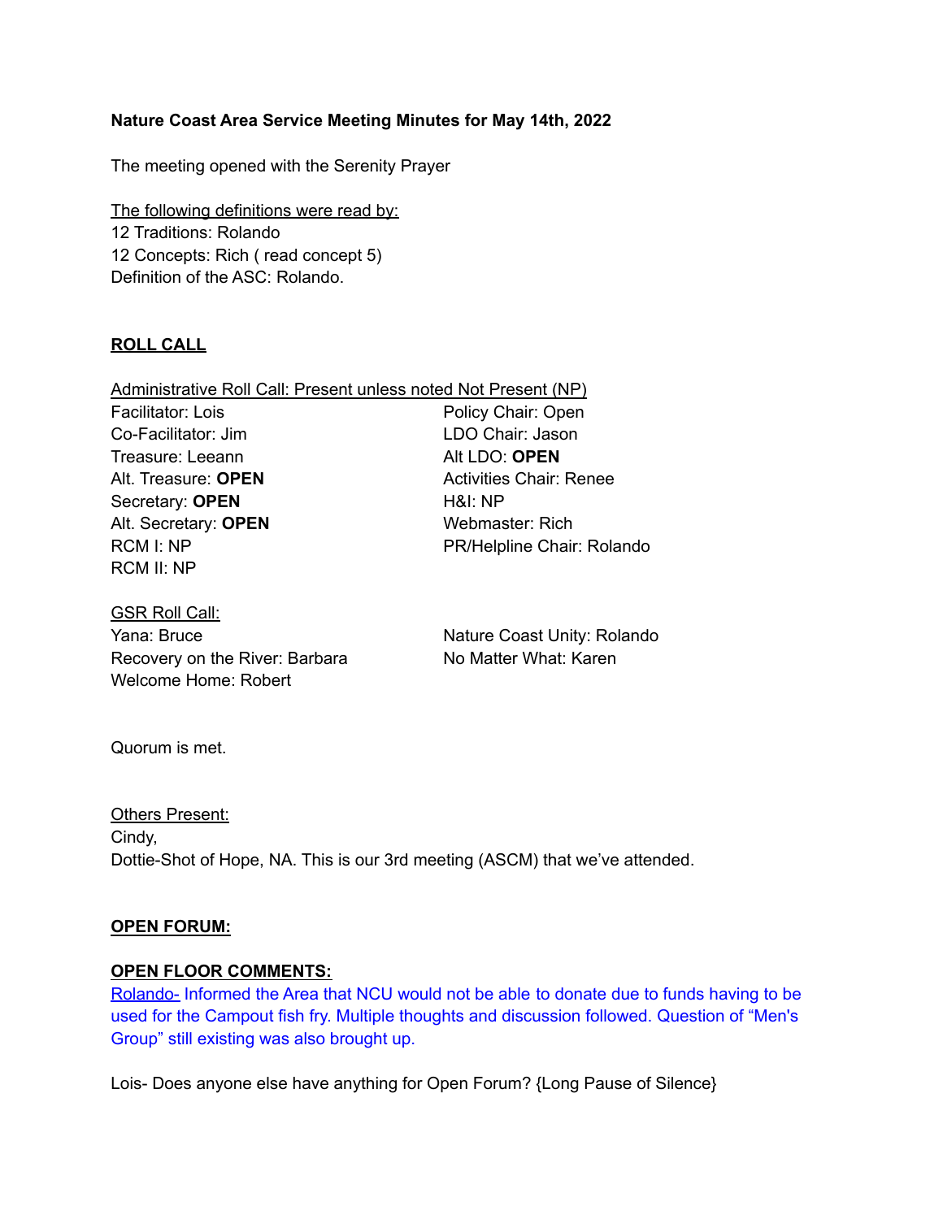**Nature Coast Area Service Meeting Minutes for May 14th, 2022**

The meeting opened with the Serenity Prayer

The following definitions were read by:
12 Traditions: Rolando
12 Concepts: Rich ( read concept 5)
Definition of the ASC: Rolando.

**ROLL CALL**

Administrative Roll Call: Present unless noted Not Present (NP)

Facilitator: Lois
Co-Facilitator: Jim
Treasure: Leeann
Alt. Treasure: **OPEN**
Secretary: **OPEN**
Alt. Secretary: **OPEN**
RCM I: NP
RCM II: NP
Policy Chair: Open
LDO Chair: Jason
Alt LDO: **OPEN**
Activities Chair: Renee
H&I: NP
Webmaster: Rich
PR/Helpline Chair: Rolando

GSR Roll Call:

Yana: Bruce
Recovery on the River: Barbara
Welcome Home: Robert
Nature Coast Unity: Rolando
No Matter What: Karen

Quorum is met.

Others Present:
Cindy,
Dottie-Shot of Hope, NA. This is our 3rd meeting (ASCM) that we've attended.

**OPEN FORUM:**

**OPEN FLOOR COMMENTS:**

Rolando- Informed the Area that NCU would not be able to donate due to funds having to be used for the Campout fish fry. Multiple thoughts and discussion followed. Question of "Men's Group" still existing was also brought up.

Lois- Does anyone else have anything for Open Forum? {Long Pause of Silence}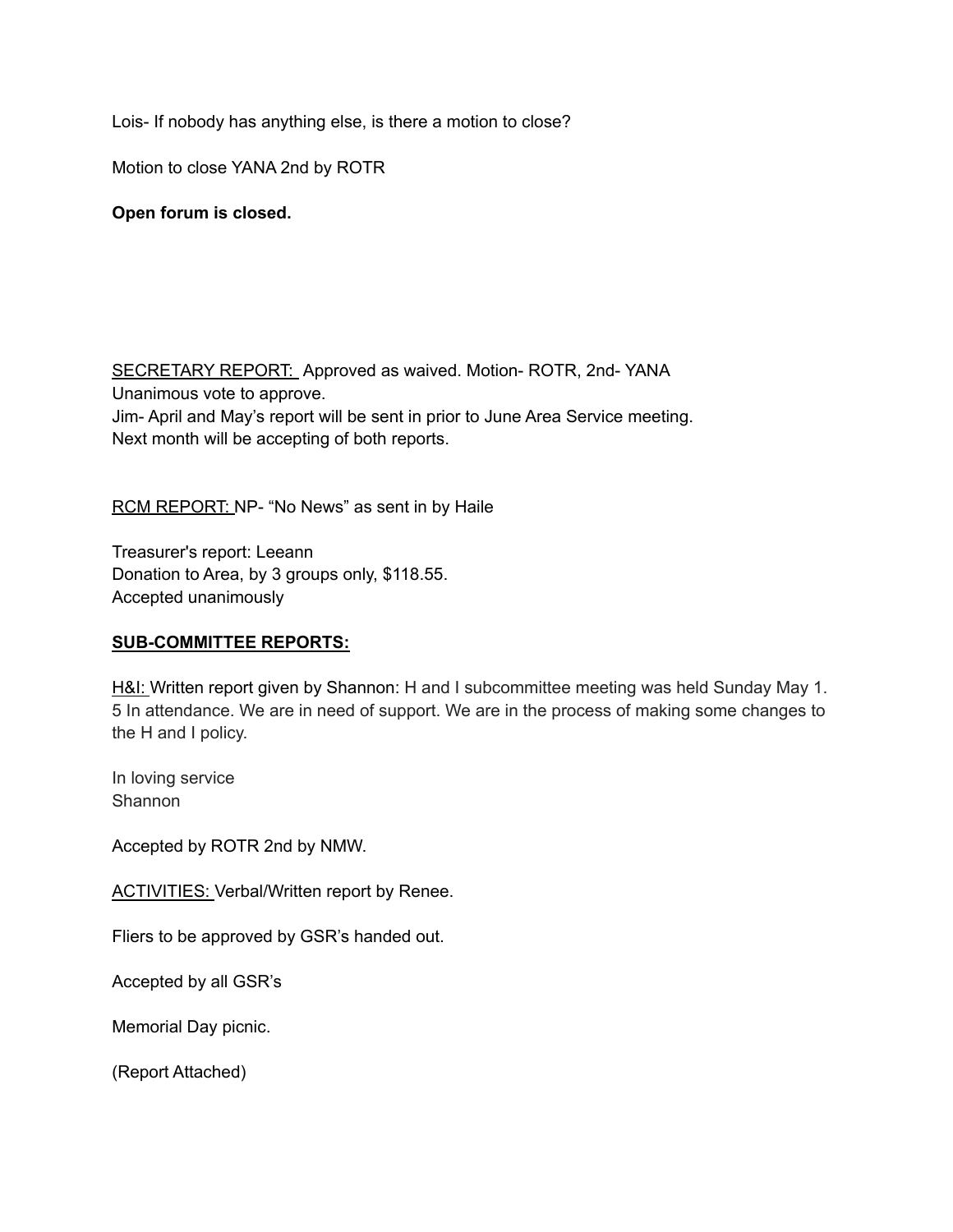Lois- If nobody has anything else, is there a motion to close?

Motion to close YANA 2nd by ROTR

**Open forum is closed.**

SECRETARY REPORT: Approved as waived. Motion- ROTR, 2nd- YANA
Unanimous vote to approve.
Jim- April and May's report will be sent in prior to June Area Service meeting.
Next month will be accepting of both reports.

RCM REPORT: NP- "No News" as sent in by Haile

Treasurer's report: Leeann
Donation to Area, by 3 groups only, $118.55.
Accepted unanimously

**SUB-COMMITTEE REPORTS:**

H&I: Written report given by Shannon: H and I subcommittee meeting was held Sunday May 1. 5 In attendance. We are in need of support. We are in the process of making some changes to the H and I policy.

In loving service
Shannon

Accepted by ROTR 2nd by NMW.

ACTIVITIES: Verbal/Written report by Renee.

Fliers to be approved by GSR's handed out.

Accepted by all GSR's

Memorial Day picnic.

(Report Attached)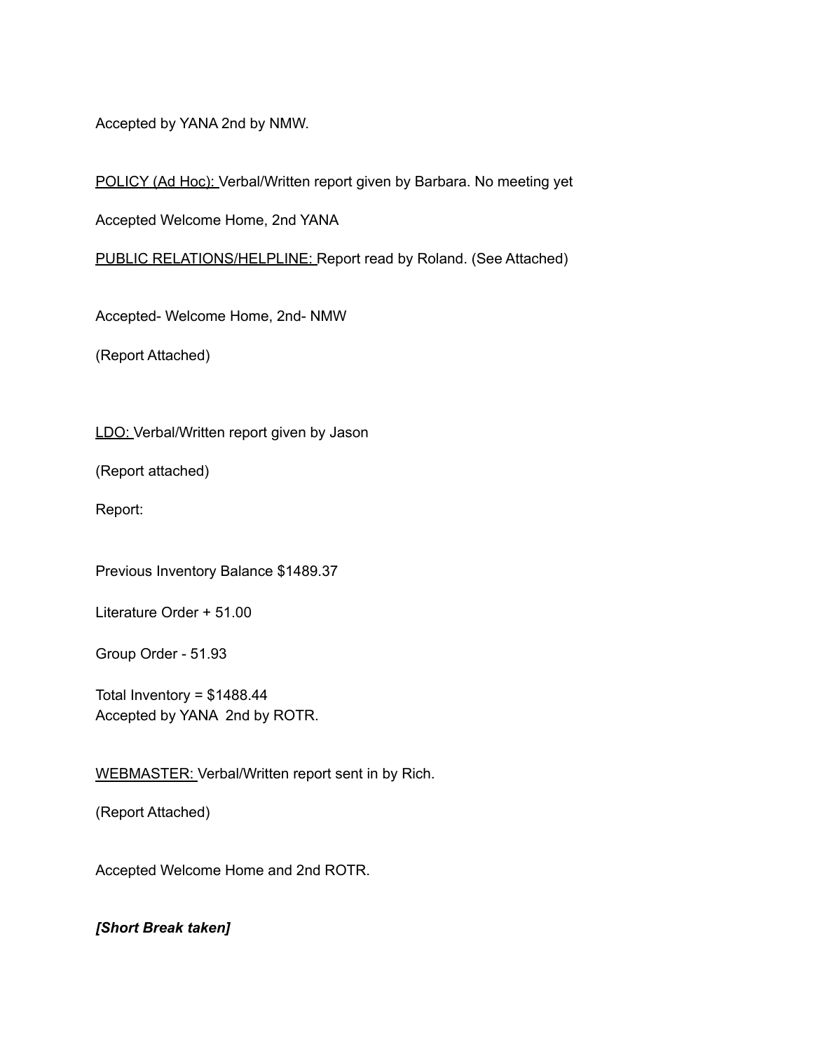Accepted by YANA 2nd by NMW.

<u>POLICY (Ad Hoc):</u> Verbal/Written report given by Barbara. No meeting yet

Accepted Welcome Home, 2nd YANA

<u>PUBLIC RELATIONS/HELPLINE:</u> Report read by Roland. (See Attached)

Accepted- Welcome Home, 2nd- NMW

(Report Attached)

<u>LDO:</u> Verbal/Written report given by Jason

(Report attached)

Report:

Previous Inventory Balance $1489.37

Literature Order + 51.00

Group Order - 51.93

Total Inventory = $1488.44
Accepted by YANA 2nd by ROTR.

<u>WEBMASTER:</u> Verbal/Written report sent in by Rich.

(Report Attached)

Accepted Welcome Home and 2nd ROTR.

***[Short Break taken]***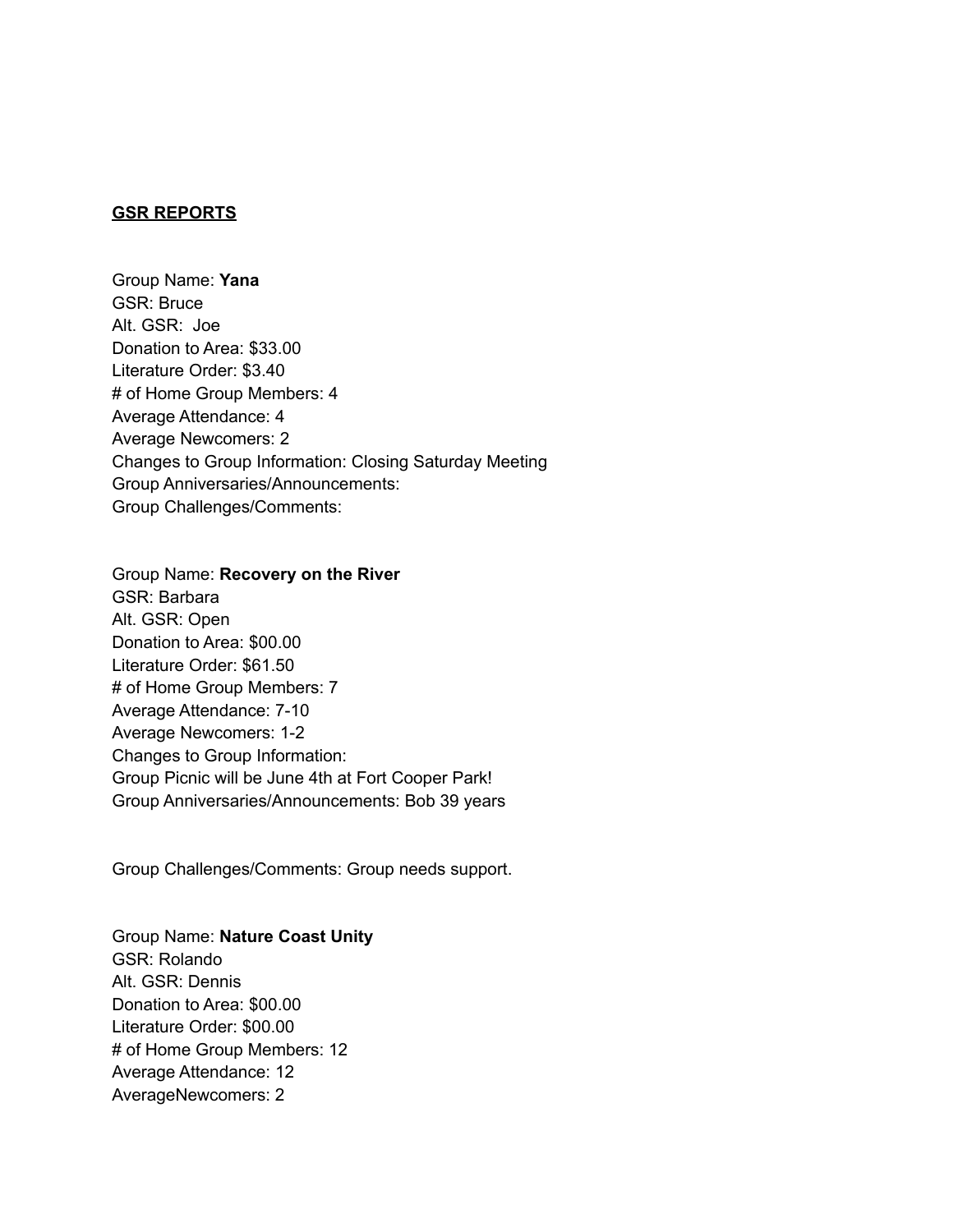**GSR REPORTS**

Group Name: **Yana**
GSR: Bruce
Alt. GSR: Joe
Donation to Area: $33.00
Literature Order: $3.40
# of Home Group Members: 4
Average Attendance: 4
Average Newcomers: 2
Changes to Group Information: Closing Saturday Meeting
Group Anniversaries/Announcements:
Group Challenges/Comments:

Group Name: **Recovery on the River**
GSR: Barbara
Alt. GSR: Open
Donation to Area: $00.00
Literature Order: $61.50
# of Home Group Members: 7
Average Attendance: 7-10
Average Newcomers: 1-2
Changes to Group Information:
Group Picnic will be June 4th at Fort Cooper Park!
Group Anniversaries/Announcements: Bob 39 years

Group Challenges/Comments: Group needs support.

Group Name: **Nature Coast Unity**
GSR: Rolando
Alt. GSR: Dennis
Donation to Area: $00.00
Literature Order: $00.00
# of Home Group Members: 12
Average Attendance: 12
AverageNewcomers: 2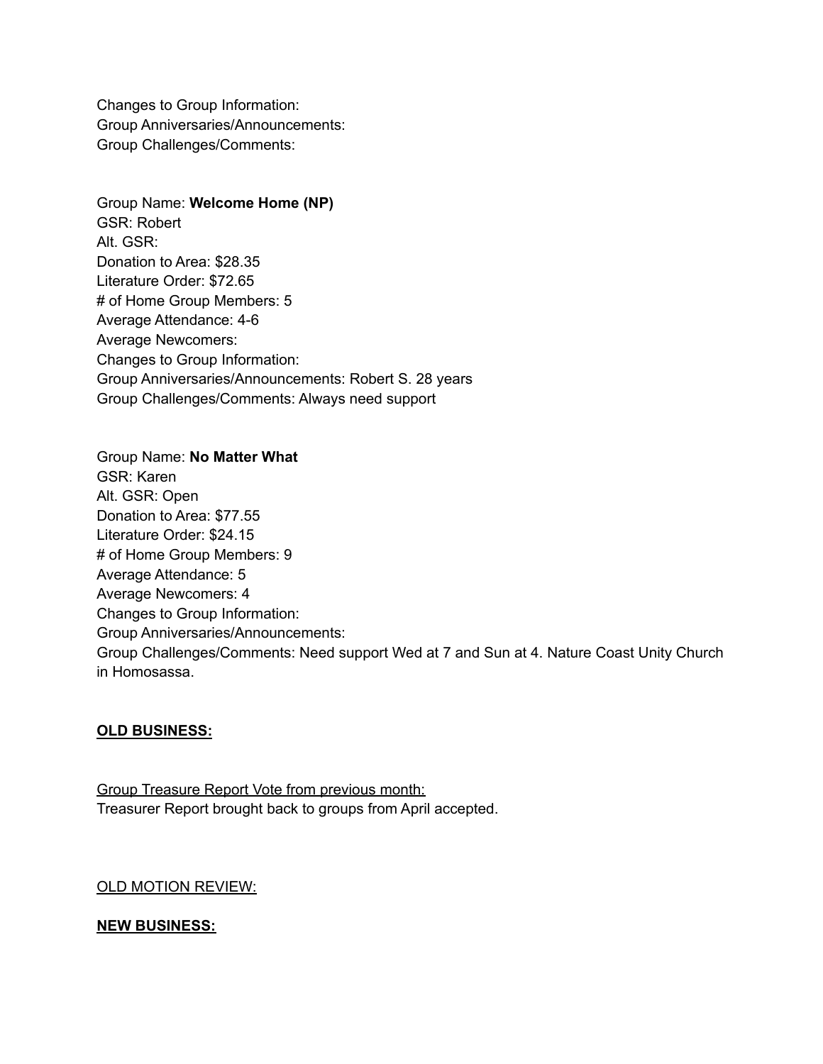Changes to Group Information:
Group Anniversaries/Announcements:
Group Challenges/Comments:

Group Name: **Welcome Home (NP)**
GSR: Robert
Alt. GSR:
Donation to Area: $28.35
Literature Order: $72.65
# of Home Group Members: 5
Average Attendance: 4-6
Average Newcomers:
Changes to Group Information:
Group Anniversaries/Announcements: Robert S. 28 years
Group Challenges/Comments: Always need support

Group Name: **No Matter What**
GSR: Karen
Alt. GSR: Open
Donation to Area: $77.55
Literature Order: $24.15
# of Home Group Members: 9
Average Attendance: 5
Average Newcomers: 4
Changes to Group Information:
Group Anniversaries/Announcements:
Group Challenges/Comments: Need support Wed at 7 and Sun at 4. Nature Coast Unity Church in Homosassa.

**<u>OLD BUSINESS:</u>**

<u>Group Treasure Report Vote from previous month:</u>
Treasurer Report brought back to groups from April accepted.

<u>OLD MOTION REVIEW:</u>

**<u>NEW BUSINESS:</u>**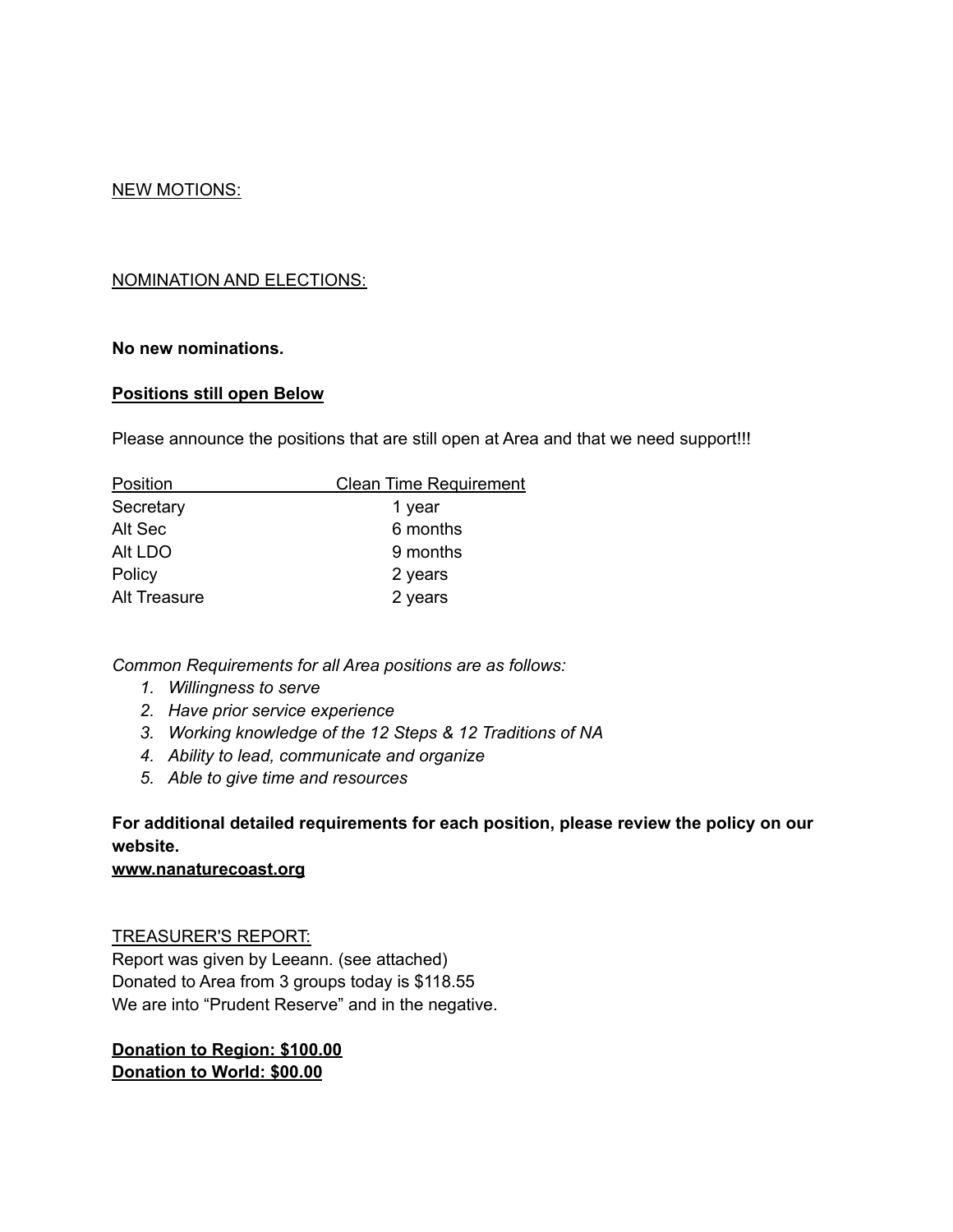NEW MOTIONS:

NOMINATION AND ELECTIONS:

**No new nominations.**

**Positions still open Below**

Please announce the positions that are still open at Area and that we need support!!!

| Position | Clean Time Requirement |
|---|---|
| Secretary | 1 year |
| Alt Sec | 6 months |
| Alt LDO | 9 months |
| Policy | 2 years |
| Alt Treasure | 2 years |

*Common Requirements for all Area positions are as follows:*

1. *Willingness to serve*
2. *Have prior service experience*
3. *Working knowledge of the 12 Steps & 12 Traditions of NA*
4. *Ability to lead, communicate and organize*
5. *Able to give time and resources*

**For additional detailed requirements for each position, please review the policy on our website.**
**www.nanaturecoast.org**

TREASURER'S REPORT:
Report was given by Leeann. (see attached)
Donated to Area from 3 groups today is $118.55
We are into "Prudent Reserve" and in the negative.

**Donation to Region: $100.00**
**Donation to World: $00.00**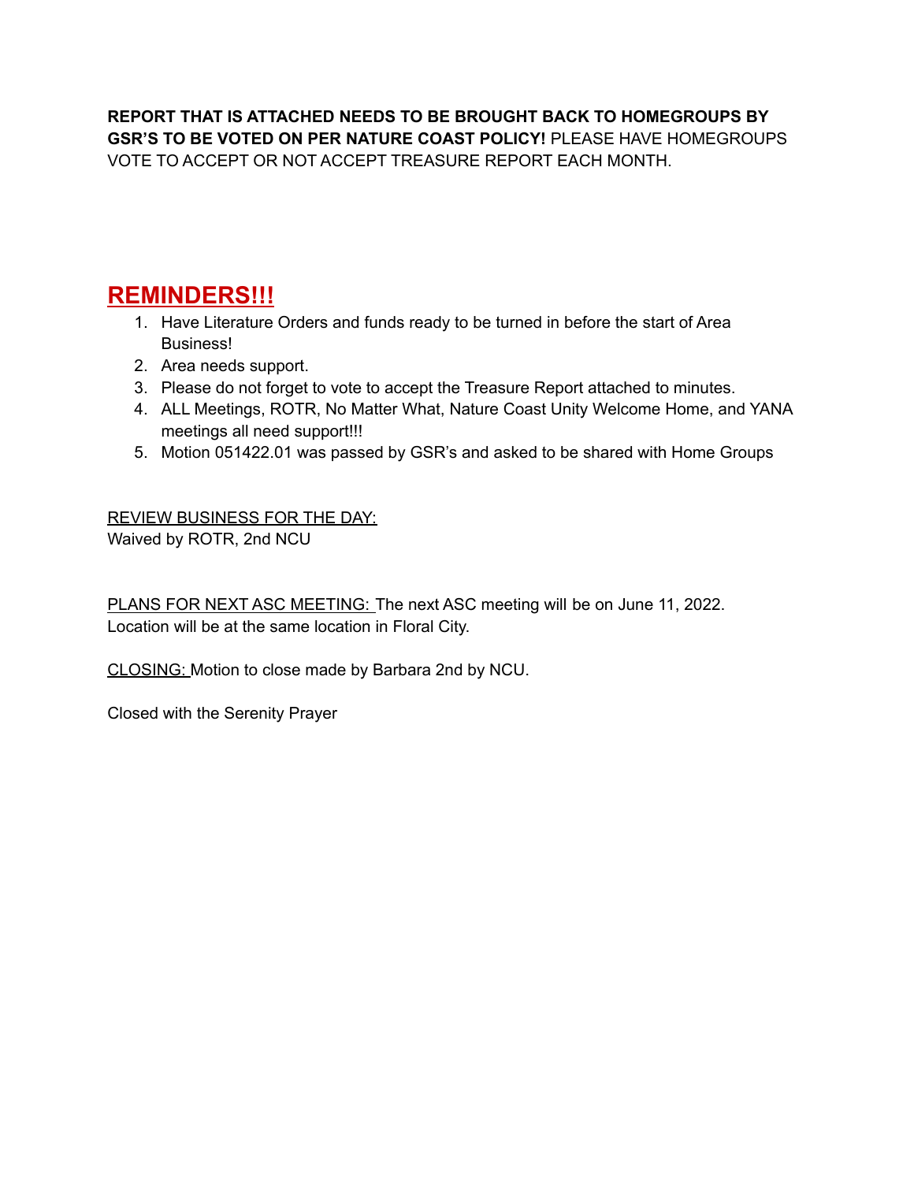**REPORT THAT IS ATTACHED NEEDS TO BE BROUGHT BACK TO HOMEGROUPS BY GSR'S TO BE VOTED ON PER NATURE COAST POLICY!** PLEASE HAVE HOMEGROUPS VOTE TO ACCEPT OR NOT ACCEPT TREASURE REPORT EACH MONTH.

## REMINDERS!!!

1. Have Literature Orders and funds ready to be turned in before the start of Area Business!
2. Area needs support.
3. Please do not forget to vote to accept the Treasure Report attached to minutes.
4. ALL Meetings, ROTR, No Matter What, Nature Coast Unity Welcome Home, and YANA meetings all need support!!!
5. Motion 051422.01 was passed by GSR's and asked to be shared with Home Groups

REVIEW BUSINESS FOR THE DAY:
Waived by ROTR, 2nd NCU

PLANS FOR NEXT ASC MEETING: The next ASC meeting will be on June 11, 2022. Location will be at the same location in Floral City.

CLOSING: Motion to close made by Barbara 2nd by NCU.

Closed with the Serenity Prayer